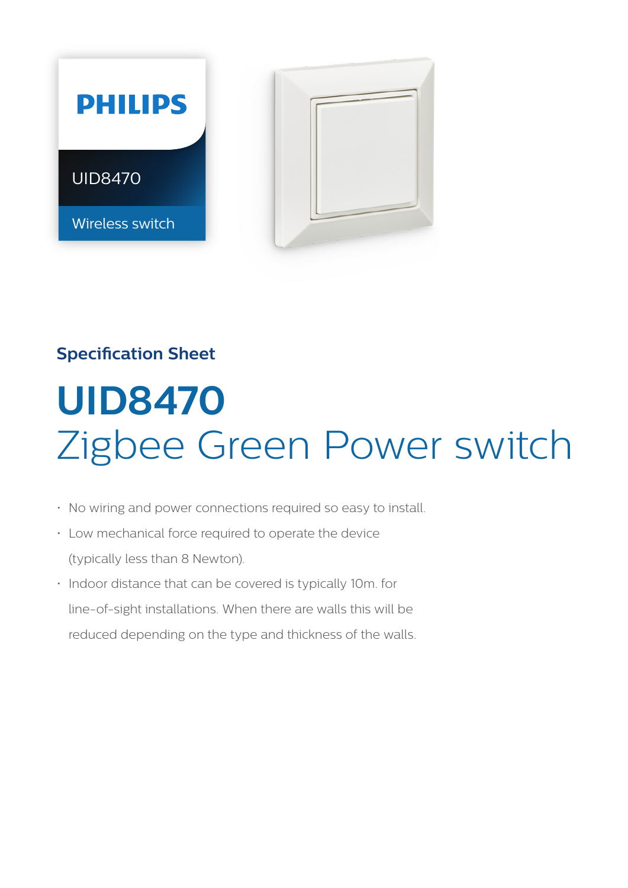PHILIPS

UID8470

Wireless switch

## Specification Sheet

# UID8470
# Zigbee Green Power switch

- No wiring and power connections required so easy to install.
- Low mechanical force required to operate the device (typically less than 8 Newton).
- Indoor distance that can be covered is typically 10m. for line-of-sight installations. When there are walls this will be reduced depending on the type and thickness of the walls.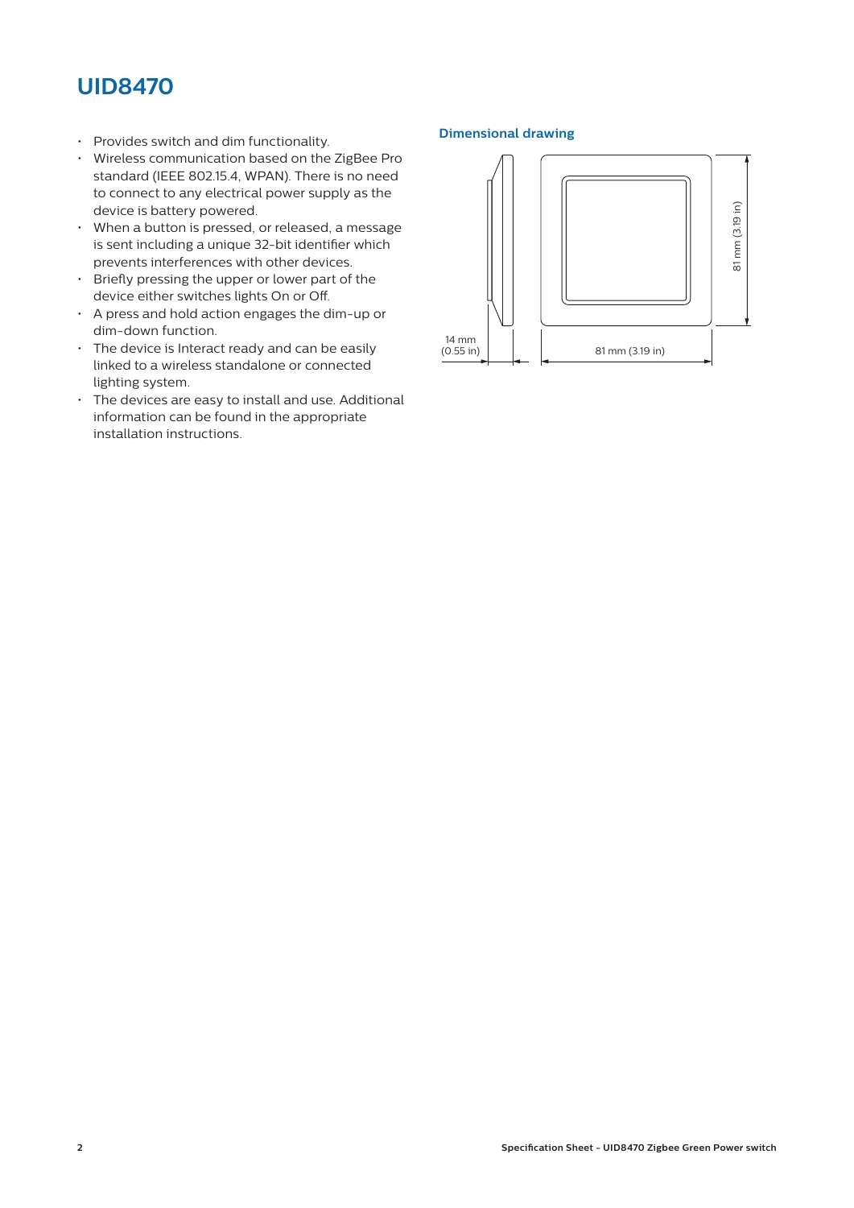# UID8470

- Provides switch and dim functionality.
- Wireless communication based on the ZigBee Pro standard (IEEE 802.15.4, WPAN). There is no need to connect to any electrical power supply as the device is battery powered.
- When a button is pressed, or released, a message is sent including a unique 32-bit identifier which prevents interferences with other devices.
- Briefly pressing the upper or lower part of the device either switches lights On or Off.
- A press and hold action engages the dim-up or dim-down function.
- The device is Interact ready and can be easily linked to a wireless standalone or connected lighting system.
- The devices are easy to install and use. Additional information can be found in the appropriate installation instructions.

### Dimensional drawing

14 mm (0.55 in)

81 mm (3.19 in)

81 mm (3.19 in)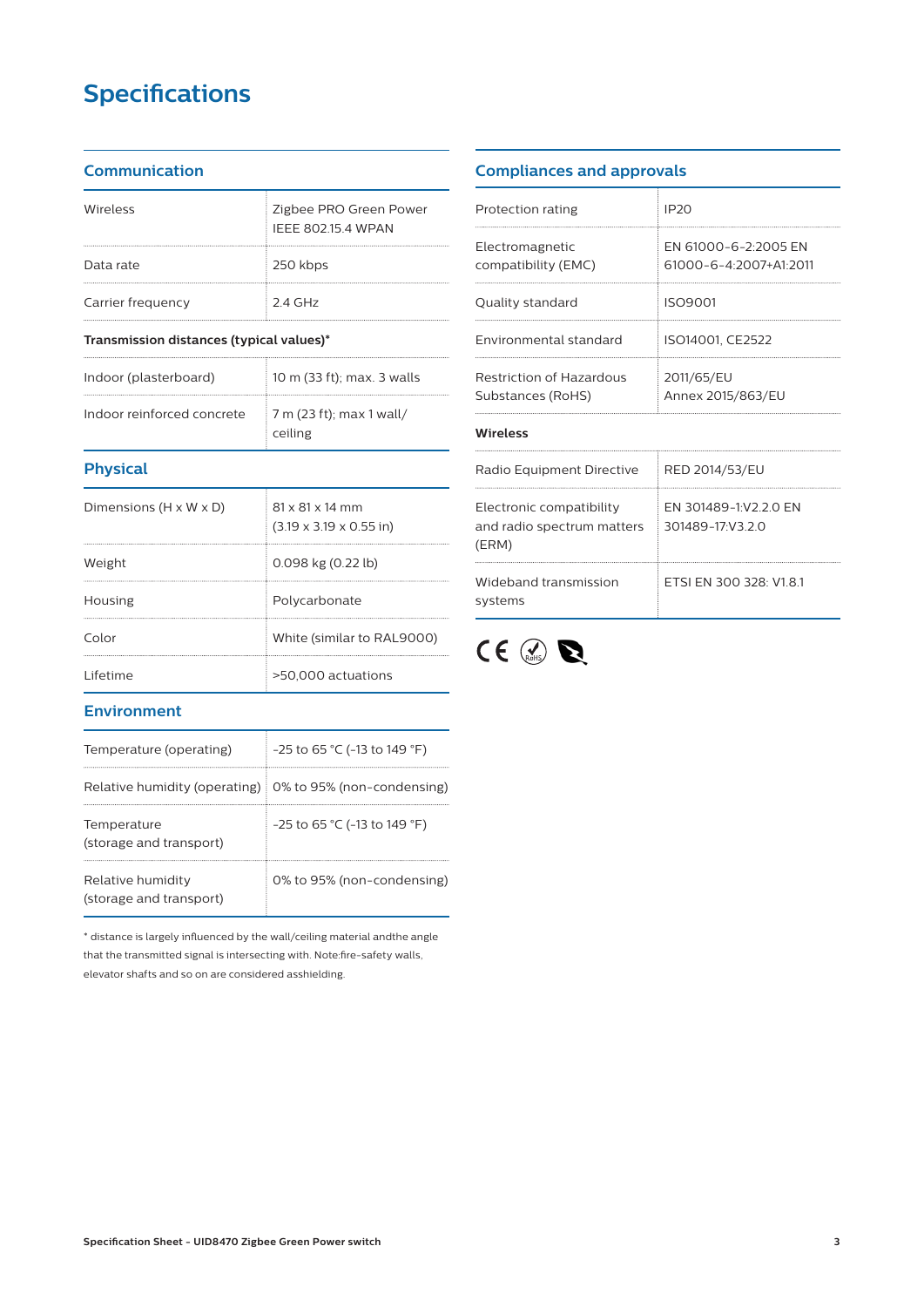# Specifications

## Communication

| | |
|---|---|
| Wireless | Zigbee PRO Green Power IEEE 802.15.4 WPAN |
| Data rate | 250 kbps |
| Carrier frequency | 2.4 GHz |
| **Transmission distances (typical values)*** | |
| Indoor (plasterboard) | 10 m (33 ft); max. 3 walls |
| Indoor reinforced concrete | 7 m (23 ft); max 1 wall/ ceiling |

## Physical

| | |
|---|---|
| Dimensions (H x W x D) | 81 x 81 x 14 mm (3.19 x 3.19 x 0.55 in) |
| Weight | 0.098 kg (0.22 lb) |
| Housing | Polycarbonate |
| Color | White (similar to RAL9000) |
| Lifetime | >50,000 actuations |

## Environment

| | |
|---|---|
| Temperature (operating) | -25 to 65 °C (-13 to 149 °F) |
| Relative humidity (operating) | 0% to 95% (non-condensing) |
| Temperature (storage and transport) | -25 to 65 °C (-13 to 149 °F) |
| Relative humidity (storage and transport) | 0% to 95% (non-condensing) |

* distance is largely influenced by the wall/ceiling material andthe angle that the transmitted signal is intersecting with. Note:fire-safety walls, elevator shafts and so on are considered asshielding.

## Compliances and approvals

| | |
|---|---|
| Protection rating | IP20 |
| Electromagnetic compatibility (EMC) | EN 61000-6-2:2005 EN 61000-6-4:2007+A1:2011 |
| Quality standard | ISO9001 |
| Environmental standard | ISO14001, CE2522 |
| Restriction of Hazardous Substances (RoHS) | 2011/65/EU Annex 2015/863/EU |
| **Wireless** | |
| Radio Equipment Directive | RED 2014/53/EU |
| Electronic compatibility and radio spectrum matters (ERM) | EN 301489-1:V2.2.0 EN 301489-17:V3.2.0 |
| Wideband transmission systems | ETSI EN 300 328: V1.8.1 |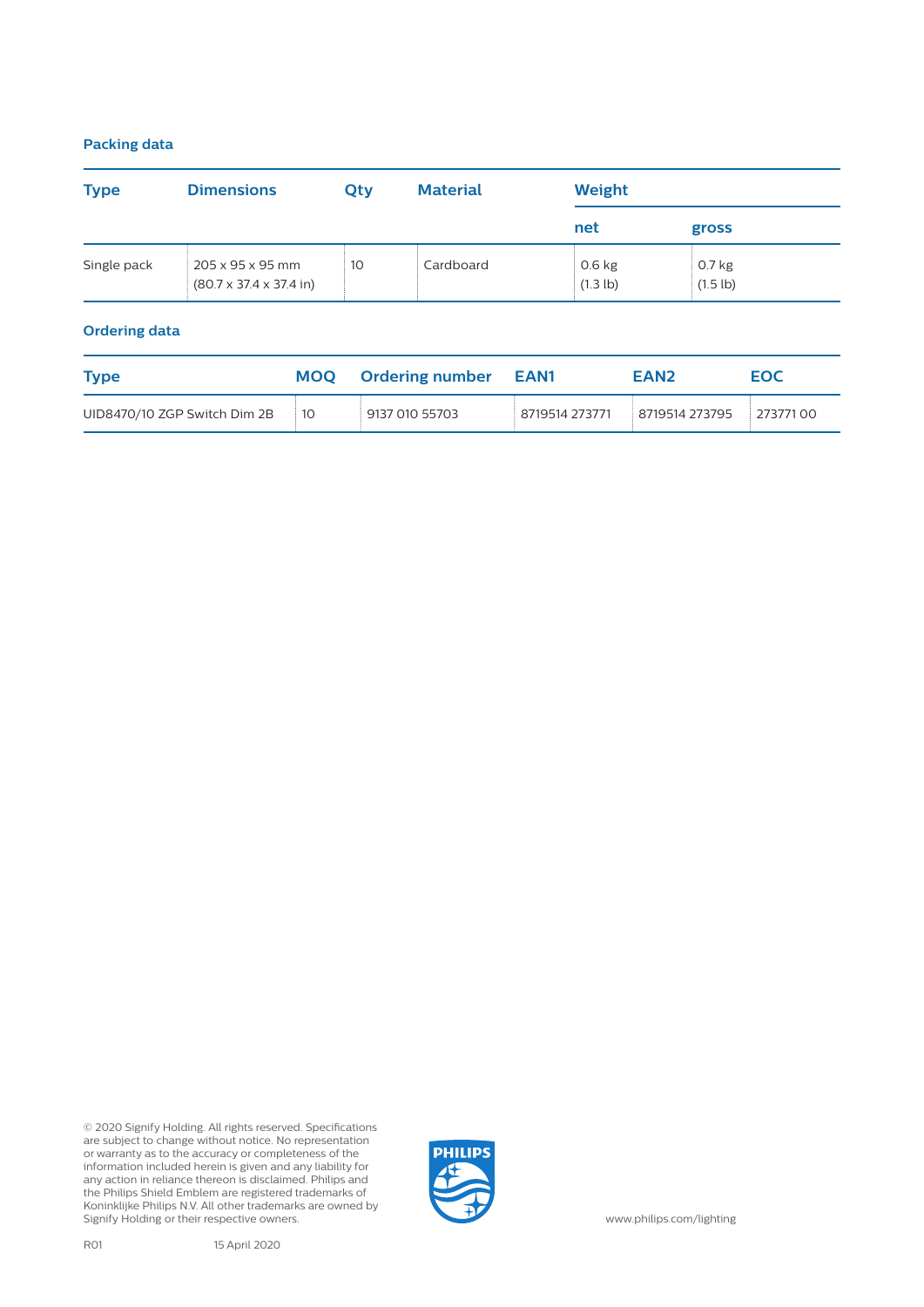### Packing data

| Type | Dimensions | Qty | Material | Weight | |
|---|---|---|---|---|---|
| | | | | net | gross |
| Single pack | 205 x 95 x 95 mm (80.7 x 37.4 x 37.4 in) | 10 | Cardboard | 0.6 kg (1.3 lb) | 0.7 kg (1.5 lb) |

### Ordering data

| Type | MOQ | Ordering number | EAN1 | EAN2 | EOC |
|---|---|---|---|---|---|
| UID8470/10 ZGP Switch Dim 2B | 10 | 9137 010 55703 | 8719514 273771 | 8719514 273795 | 273771 00 |

© 2020 Signify Holding. All rights reserved. Specifications are subject to change without notice. No representation or warranty as to the accuracy or completeness of the information included herein is given and any liability for any action in reliance thereon is disclaimed. Philips and the Philips Shield Emblem are registered trademarks of Koninklijke Philips N.V. All other trademarks are owned by Signify Holding or their respective owners.

www.philips.com/lighting

R01 15 April 2020